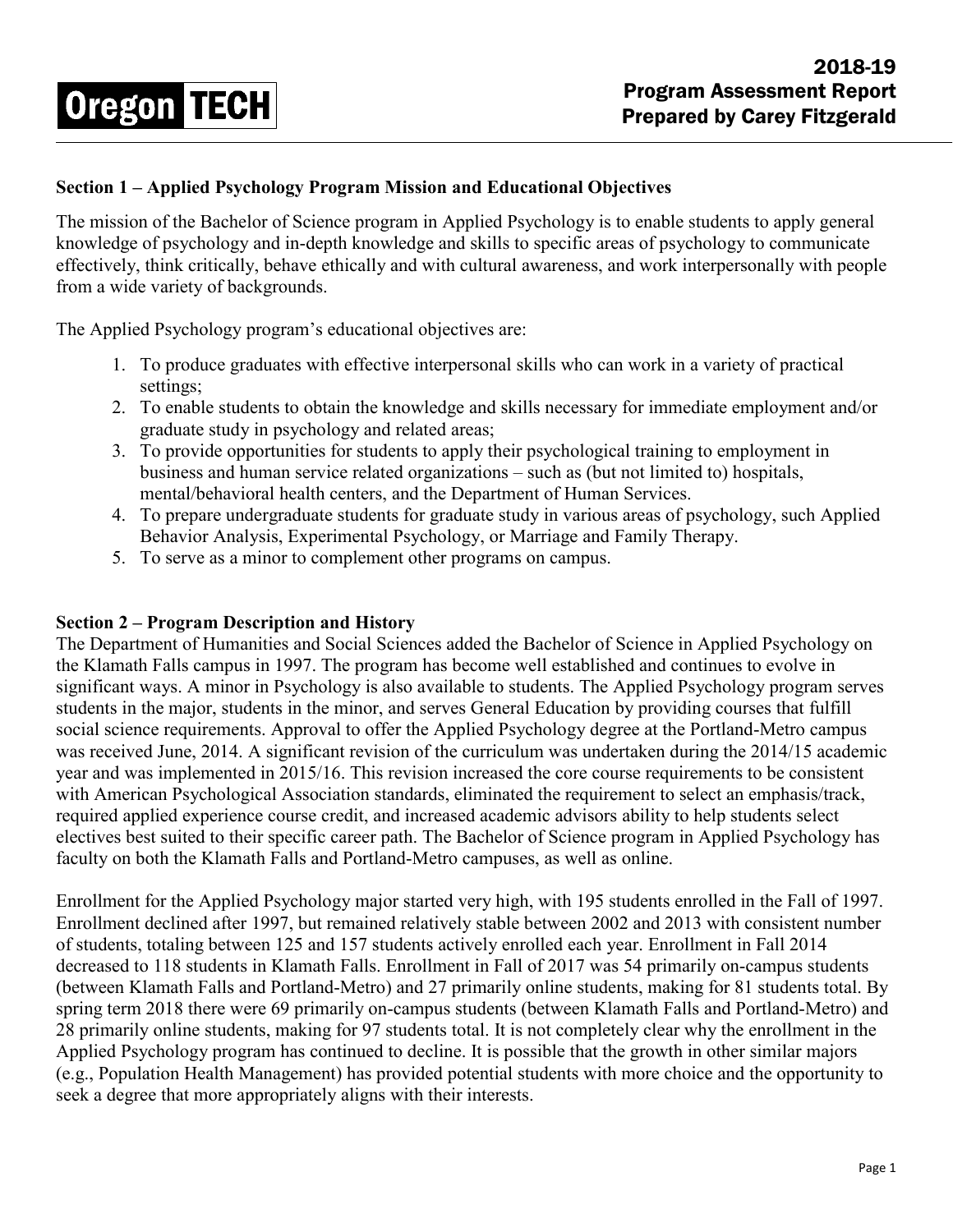Oregon TECH

# 2018-19 Program Assessment Report Prepared by Carey Fitzgerald

## Section 1 – Applied Psychology Program Mission and Educational Objectives

The mission of the Bachelor of Science program in Applied Psychology is to enable students to apply general knowledge of psychology and in-depth knowledge and skills to specific areas of psychology to communicate effectively, think critically, behave ethically and with cultural awareness, and work interpersonally with people from a wide variety of backgrounds.

The Applied Psychology program's educational objectives are:

1. To produce graduates with effective interpersonal skills who can work in a variety of practical settings;
2. To enable students to obtain the knowledge and skills necessary for immediate employment and/or graduate study in psychology and related areas;
3. To provide opportunities for students to apply their psychological training to employment in business and human service related organizations – such as (but not limited to) hospitals, mental/behavioral health centers, and the Department of Human Services.
4. To prepare undergraduate students for graduate study in various areas of psychology, such Applied Behavior Analysis, Experimental Psychology, or Marriage and Family Therapy.
5. To serve as a minor to complement other programs on campus.

## Section 2 – Program Description and History

The Department of Humanities and Social Sciences added the Bachelor of Science in Applied Psychology on the Klamath Falls campus in 1997. The program has become well established and continues to evolve in significant ways. A minor in Psychology is also available to students. The Applied Psychology program serves students in the major, students in the minor, and serves General Education by providing courses that fulfill social science requirements. Approval to offer the Applied Psychology degree at the Portland-Metro campus was received June, 2014. A significant revision of the curriculum was undertaken during the 2014/15 academic year and was implemented in 2015/16. This revision increased the core course requirements to be consistent with American Psychological Association standards, eliminated the requirement to select an emphasis/track, required applied experience course credit, and increased academic advisors ability to help students select electives best suited to their specific career path. The Bachelor of Science program in Applied Psychology has faculty on both the Klamath Falls and Portland-Metro campuses, as well as online.

Enrollment for the Applied Psychology major started very high, with 195 students enrolled in the Fall of 1997. Enrollment declined after 1997, but remained relatively stable between 2002 and 2013 with consistent number of students, totaling between 125 and 157 students actively enrolled each year. Enrollment in Fall 2014 decreased to 118 students in Klamath Falls. Enrollment in Fall of 2017 was 54 primarily on-campus students (between Klamath Falls and Portland-Metro) and 27 primarily online students, making for 81 students total. By spring term 2018 there were 69 primarily on-campus students (between Klamath Falls and Portland-Metro) and 28 primarily online students, making for 97 students total. It is not completely clear why the enrollment in the Applied Psychology program has continued to decline. It is possible that the growth in other similar majors (e.g., Population Health Management) has provided potential students with more choice and the opportunity to seek a degree that more appropriately aligns with their interests.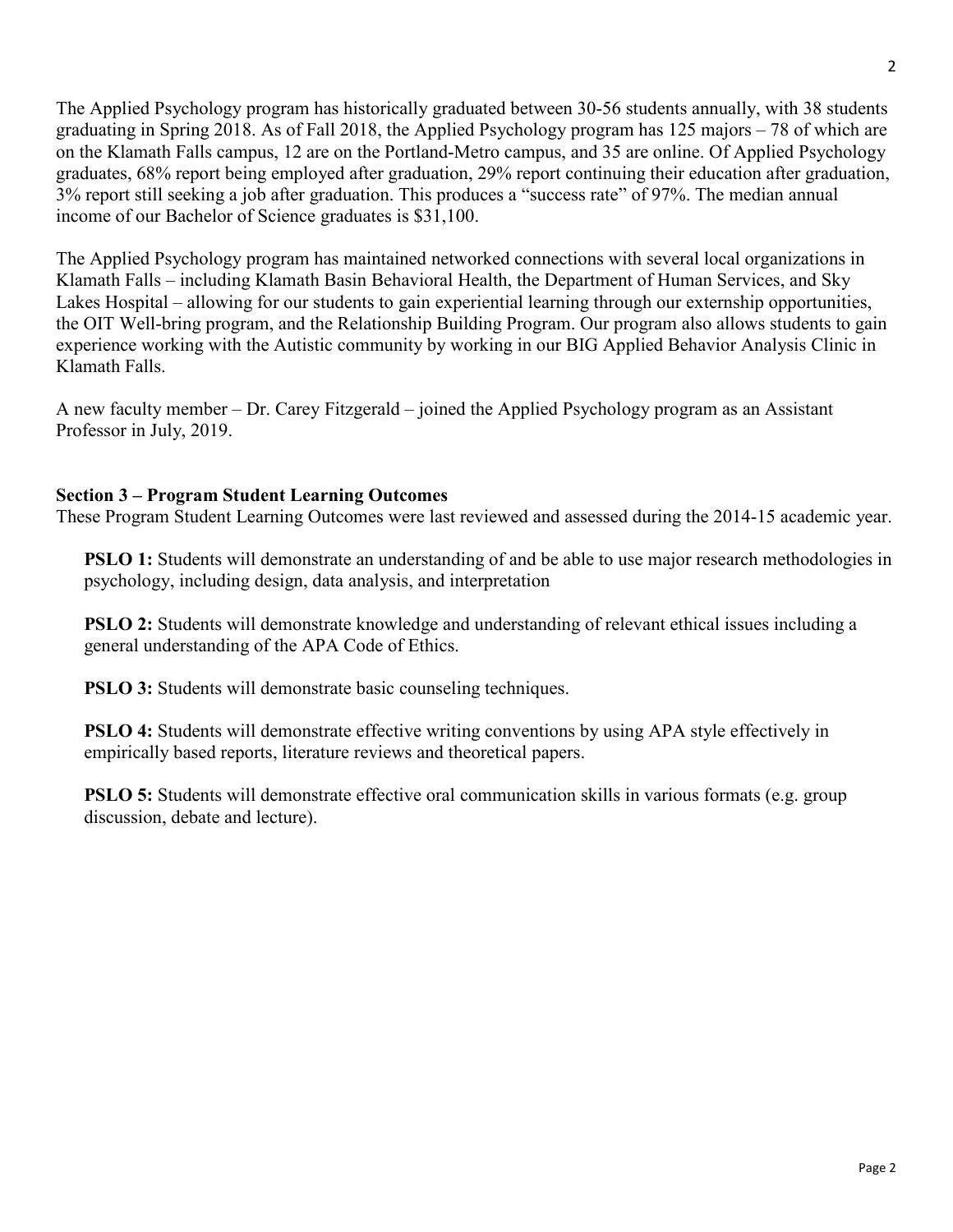The Applied Psychology program has historically graduated between 30-56 students annually, with 38 students graduating in Spring 2018. As of Fall 2018, the Applied Psychology program has 125 majors – 78 of which are on the Klamath Falls campus, 12 are on the Portland-Metro campus, and 35 are online. Of Applied Psychology graduates, 68% report being employed after graduation, 29% report continuing their education after graduation, 3% report still seeking a job after graduation. This produces a "success rate" of 97%. The median annual income of our Bachelor of Science graduates is $31,100.

The Applied Psychology program has maintained networked connections with several local organizations in Klamath Falls – including Klamath Basin Behavioral Health, the Department of Human Services, and Sky Lakes Hospital – allowing for our students to gain experiential learning through our externship opportunities, the OIT Well-bring program, and the Relationship Building Program. Our program also allows students to gain experience working with the Autistic community by working in our BIG Applied Behavior Analysis Clinic in Klamath Falls.

A new faculty member – Dr. Carey Fitzgerald – joined the Applied Psychology program as an Assistant Professor in July, 2019.

## Section 3 – Program Student Learning Outcomes

These Program Student Learning Outcomes were last reviewed and assessed during the 2014-15 academic year.

**PSLO 1:** Students will demonstrate an understanding of and be able to use major research methodologies in psychology, including design, data analysis, and interpretation

**PSLO 2:** Students will demonstrate knowledge and understanding of relevant ethical issues including a general understanding of the APA Code of Ethics.

**PSLO 3:** Students will demonstrate basic counseling techniques.

**PSLO 4:** Students will demonstrate effective writing conventions by using APA style effectively in empirically based reports, literature reviews and theoretical papers.

**PSLO 5:** Students will demonstrate effective oral communication skills in various formats (e.g. group discussion, debate and lecture).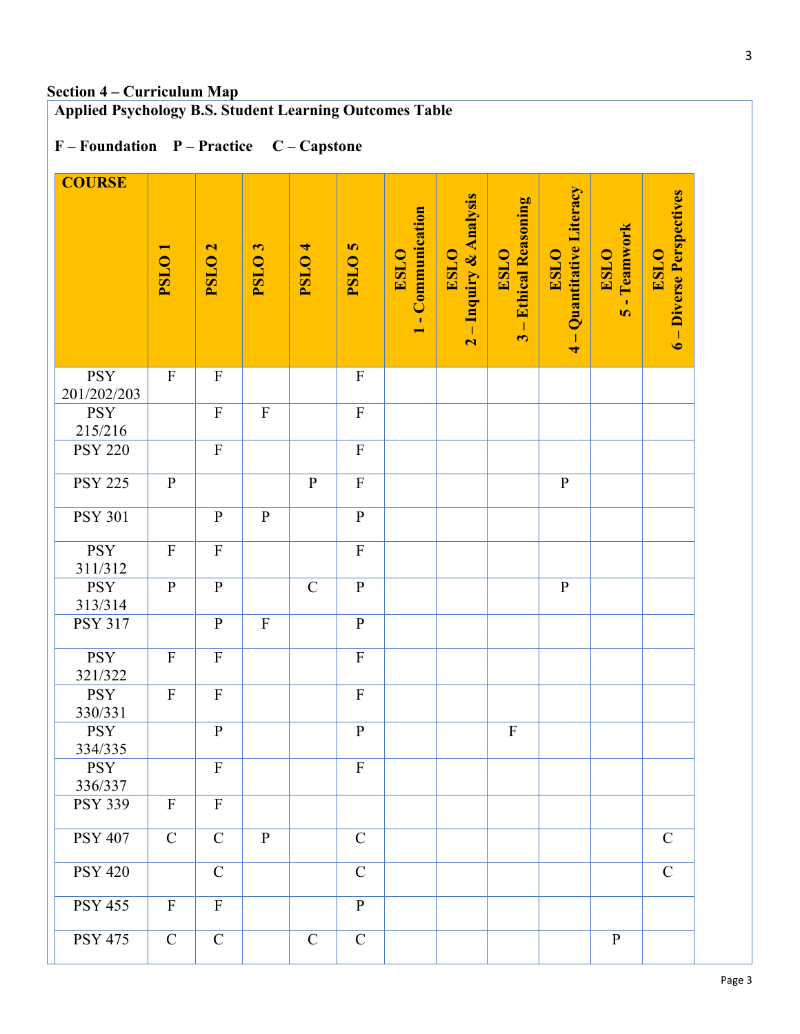## Section 4 – Curriculum Map

**Applied Psychology B.S. Student Learning Outcomes Table**

**F – Foundation  P – Practice  C – Capstone**

| COURSE | PSLO 1 | PSLO 2 | PSLO 3 | PSLO 4 | PSLO 5 | ESLO 1 - Communication | ESLO 2 – Inquiry & Analysis | ESLO 3 – Ethical Reasoning | ESLO 4 – Quantitative Literacy | ESLO 5 - Teamwork | ESLO 6 – Diverse Perspectives |
|---|---|---|---|---|---|---|---|---|---|---|---|
| PSY 201/202/203 | F | F | | | F | | | | | | |
| PSY 215/216 | | F | F | | F | | | | | | |
| PSY 220 | | F | | | F | | | | | | |
| PSY 225 | P | | | P | F | | | | P | | |
| PSY 301 | | P | P | | P | | | | | | |
| PSY 311/312 | F | F | | | F | | | | | | |
| PSY 313/314 | P | P | | C | P | | | | P | | |
| PSY 317 | | P | F | | P | | | | | | |
| PSY 321/322 | F | F | | | F | | | | | | |
| PSY 330/331 | F | F | | | F | | | | | | |
| PSY 334/335 | | P | | | P | | | F | | | |
| PSY 336/337 | | F | | | F | | | | | | |
| PSY 339 | F | F | | | | | | | | | |
| PSY 407 | C | C | P | | C | | | | | | C |
| PSY 420 | | C | | | C | | | | | | C |
| PSY 455 | F | F | | | P | | | | | | |
| PSY 475 | C | C | | C | C | | | | | P | |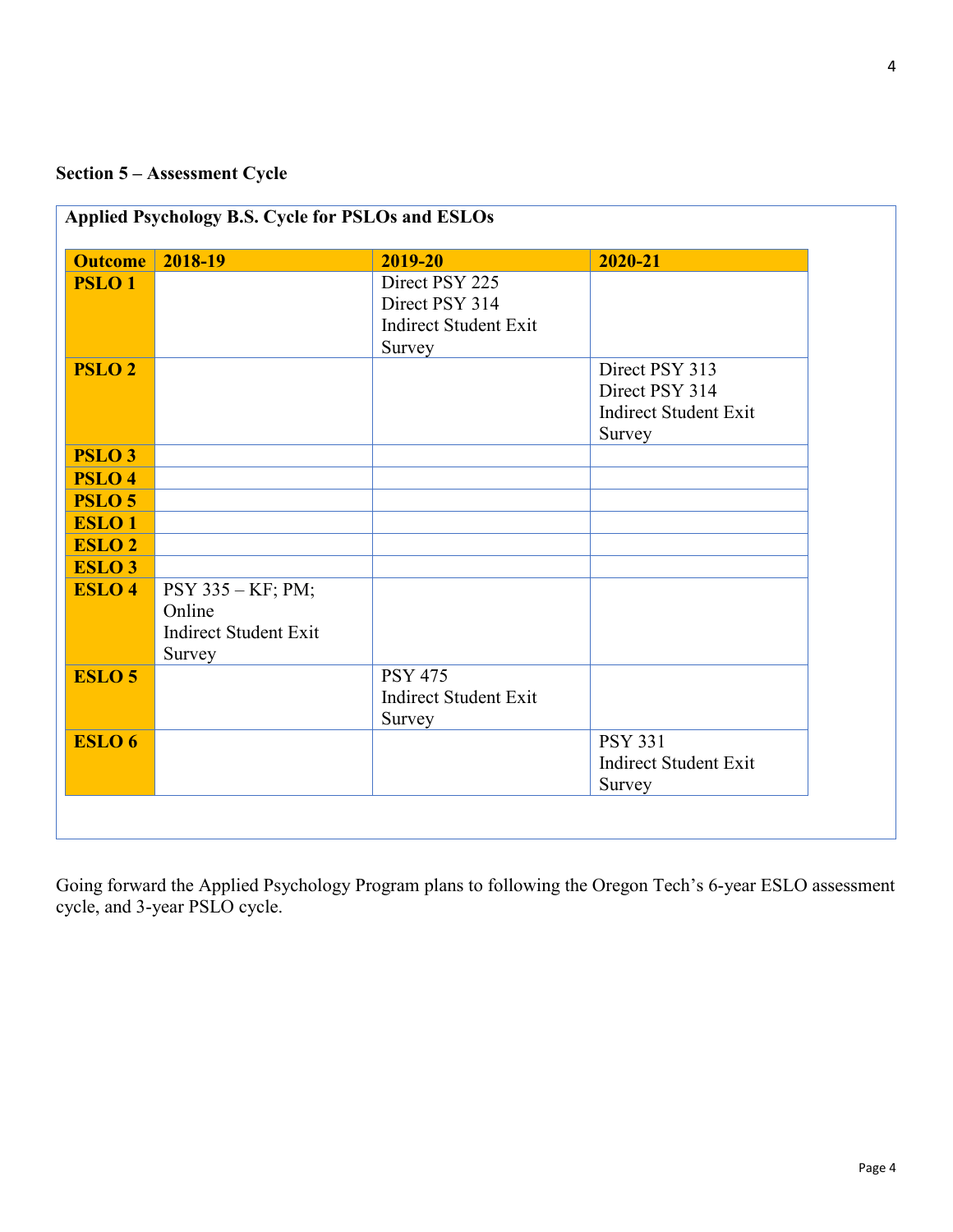## Section 5 – Assessment Cycle

**Applied Psychology B.S. Cycle for PSLOs and ESLOs**

| Outcome | 2018-19 | 2019-20 | 2020-21 |
|---|---|---|---|
| **PSLO 1** | | Direct PSY 225<br>Direct PSY 314<br>Indirect Student Exit Survey | |
| **PSLO 2** | | | Direct PSY 313<br>Direct PSY 314<br>Indirect Student Exit Survey |
| **PSLO 3** | | | |
| **PSLO 4** | | | |
| **PSLO 5** | | | |
| **ESLO 1** | | | |
| **ESLO 2** | | | |
| **ESLO 3** | | | |
| **ESLO 4** | PSY 335 – KF; PM; Online<br>Indirect Student Exit Survey | | |
| **ESLO 5** | | PSY 475<br>Indirect Student Exit Survey | |
| **ESLO 6** | | | PSY 331<br>Indirect Student Exit Survey |

Going forward the Applied Psychology Program plans to following the Oregon Tech's 6-year ESLO assessment cycle, and 3-year PSLO cycle.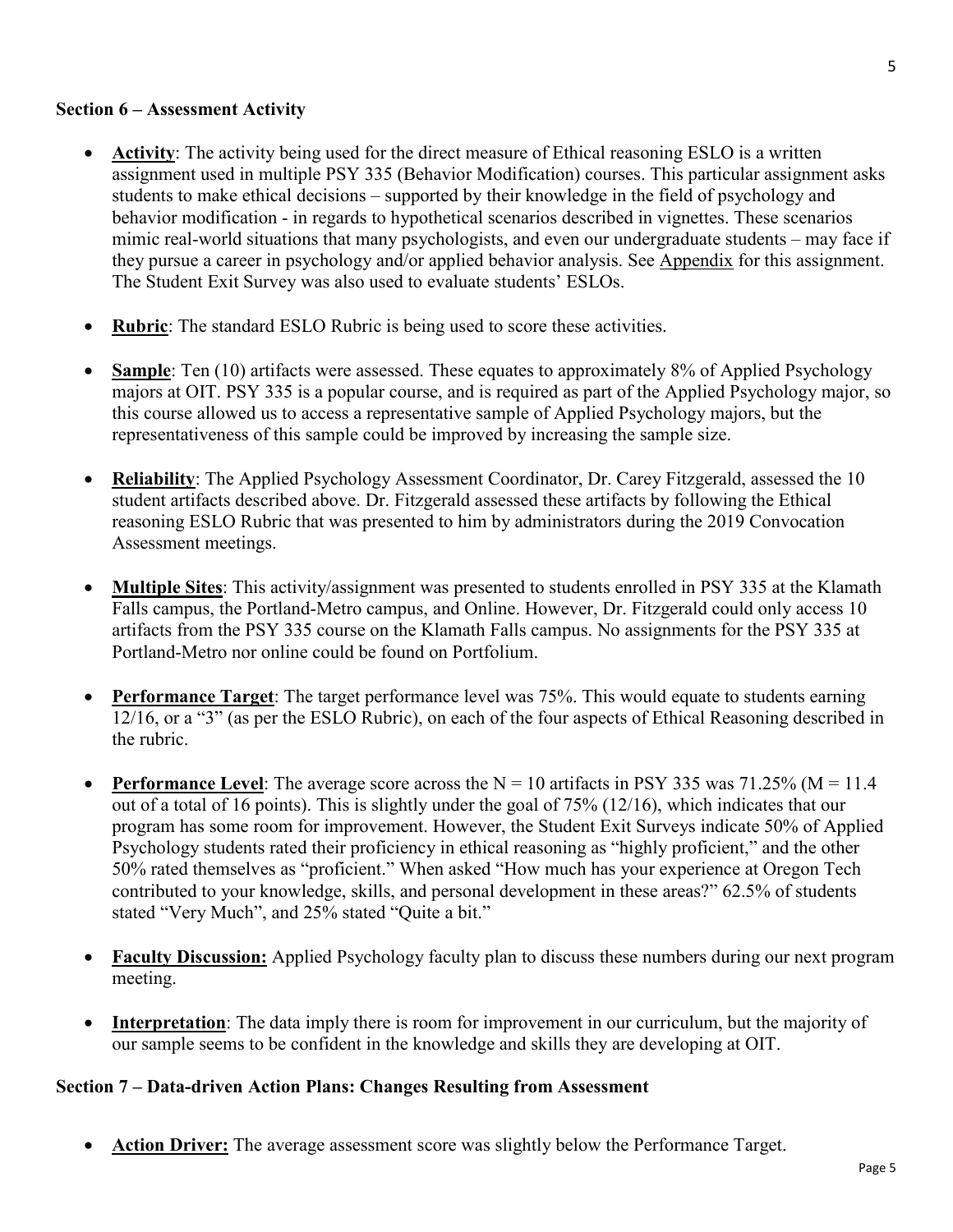## Section 6 – Assessment Activity

- **Activity**: The activity being used for the direct measure of Ethical reasoning ESLO is a written assignment used in multiple PSY 335 (Behavior Modification) courses. This particular assignment asks students to make ethical decisions – supported by their knowledge in the field of psychology and behavior modification - in regards to hypothetical scenarios described in vignettes. These scenarios mimic real-world situations that many psychologists, and even our undergraduate students – may face if they pursue a career in psychology and/or applied behavior analysis. See Appendix for this assignment. The Student Exit Survey was also used to evaluate students' ESLOs.

- **Rubric**: The standard ESLO Rubric is being used to score these activities.

- **Sample**: Ten (10) artifacts were assessed. These equates to approximately 8% of Applied Psychology majors at OIT. PSY 335 is a popular course, and is required as part of the Applied Psychology major, so this course allowed us to access a representative sample of Applied Psychology majors, but the representativeness of this sample could be improved by increasing the sample size.

- **Reliability**: The Applied Psychology Assessment Coordinator, Dr. Carey Fitzgerald, assessed the 10 student artifacts described above. Dr. Fitzgerald assessed these artifacts by following the Ethical reasoning ESLO Rubric that was presented to him by administrators during the 2019 Convocation Assessment meetings.

- **Multiple Sites**: This activity/assignment was presented to students enrolled in PSY 335 at the Klamath Falls campus, the Portland-Metro campus, and Online. However, Dr. Fitzgerald could only access 10 artifacts from the PSY 335 course on the Klamath Falls campus. No assignments for the PSY 335 at Portland-Metro nor online could be found on Portfolium.

- **Performance Target**: The target performance level was 75%. This would equate to students earning 12/16, or a "3" (as per the ESLO Rubric), on each of the four aspects of Ethical Reasoning described in the rubric.

- **Performance Level**: The average score across the $N = 10$ artifacts in PSY 335 was 71.25% ($M = 11.4$ out of a total of 16 points). This is slightly under the goal of 75% (12/16), which indicates that our program has some room for improvement. However, the Student Exit Surveys indicate 50% of Applied Psychology students rated their proficiency in ethical reasoning as "highly proficient," and the other 50% rated themselves as "proficient." When asked "How much has your experience at Oregon Tech contributed to your knowledge, skills, and personal development in these areas?" 62.5% of students stated "Very Much", and 25% stated "Quite a bit."

- **Faculty Discussion:** Applied Psychology faculty plan to discuss these numbers during our next program meeting.

- **Interpretation**: The data imply there is room for improvement in our curriculum, but the majority of our sample seems to be confident in the knowledge and skills they are developing at OIT.

## Section 7 – Data-driven Action Plans: Changes Resulting from Assessment

- **Action Driver:** The average assessment score was slightly below the Performance Target.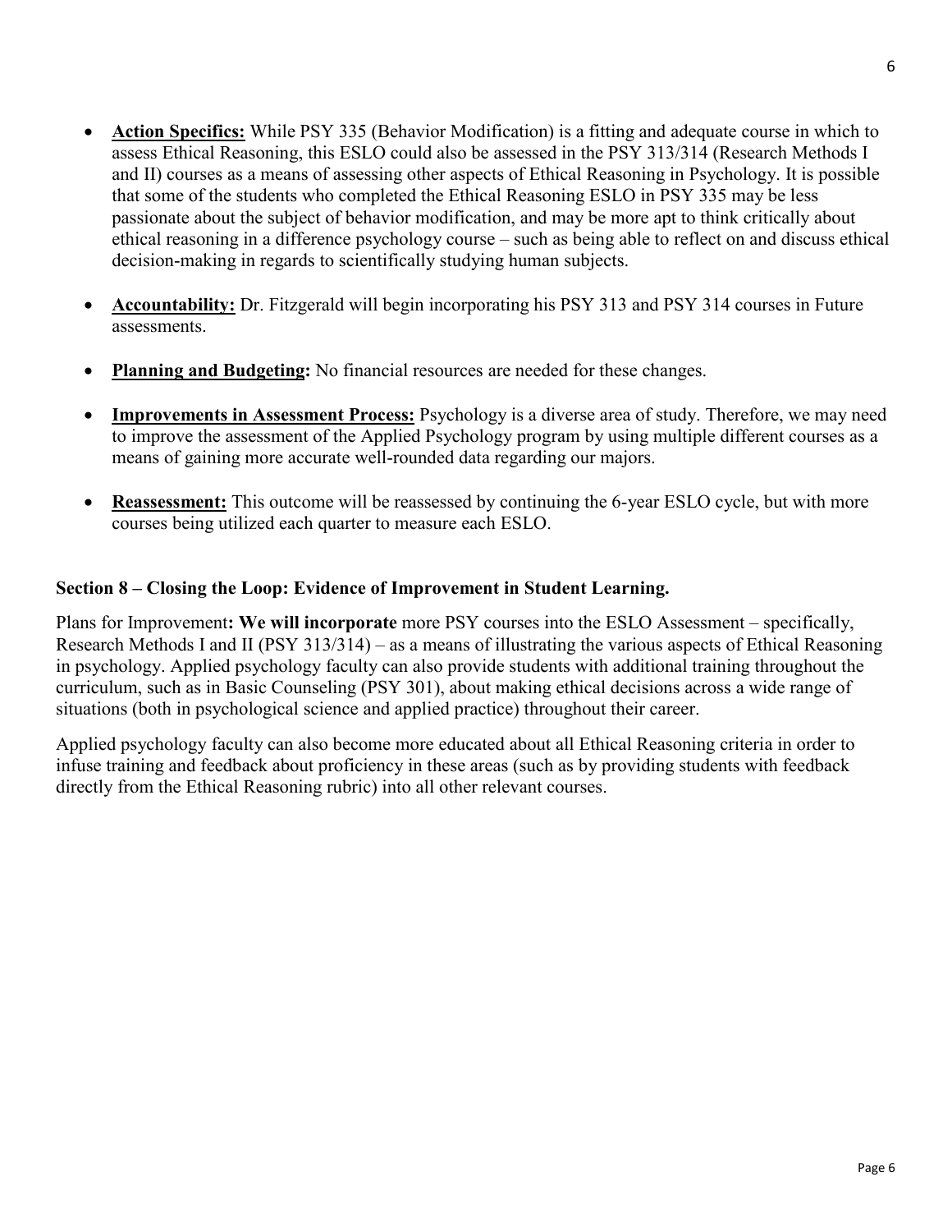- **Action Specifics:** While PSY 335 (Behavior Modification) is a fitting and adequate course in which to assess Ethical Reasoning, this ESLO could also be assessed in the PSY 313/314 (Research Methods I and II) courses as a means of assessing other aspects of Ethical Reasoning in Psychology. It is possible that some of the students who completed the Ethical Reasoning ESLO in PSY 335 may be less passionate about the subject of behavior modification, and may be more apt to think critically about ethical reasoning in a difference psychology course – such as being able to reflect on and discuss ethical decision-making in regards to scientifically studying human subjects.

- **Accountability:** Dr. Fitzgerald will begin incorporating his PSY 313 and PSY 314 courses in Future assessments.

- **Planning and Budgeting:** No financial resources are needed for these changes.

- **Improvements in Assessment Process:** Psychology is a diverse area of study. Therefore, we may need to improve the assessment of the Applied Psychology program by using multiple different courses as a means of gaining more accurate well-rounded data regarding our majors.

- **Reassessment:** This outcome will be reassessed by continuing the 6-year ESLO cycle, but with more courses being utilized each quarter to measure each ESLO.

### Section 8 – Closing the Loop: Evidence of Improvement in Student Learning.

Plans for Improvement**: We will incorporate** more PSY courses into the ESLO Assessment – specifically, Research Methods I and II (PSY 313/314) – as a means of illustrating the various aspects of Ethical Reasoning in psychology. Applied psychology faculty can also provide students with additional training throughout the curriculum, such as in Basic Counseling (PSY 301), about making ethical decisions across a wide range of situations (both in psychological science and applied practice) throughout their career.

Applied psychology faculty can also become more educated about all Ethical Reasoning criteria in order to infuse training and feedback about proficiency in these areas (such as by providing students with feedback directly from the Ethical Reasoning rubric) into all other relevant courses.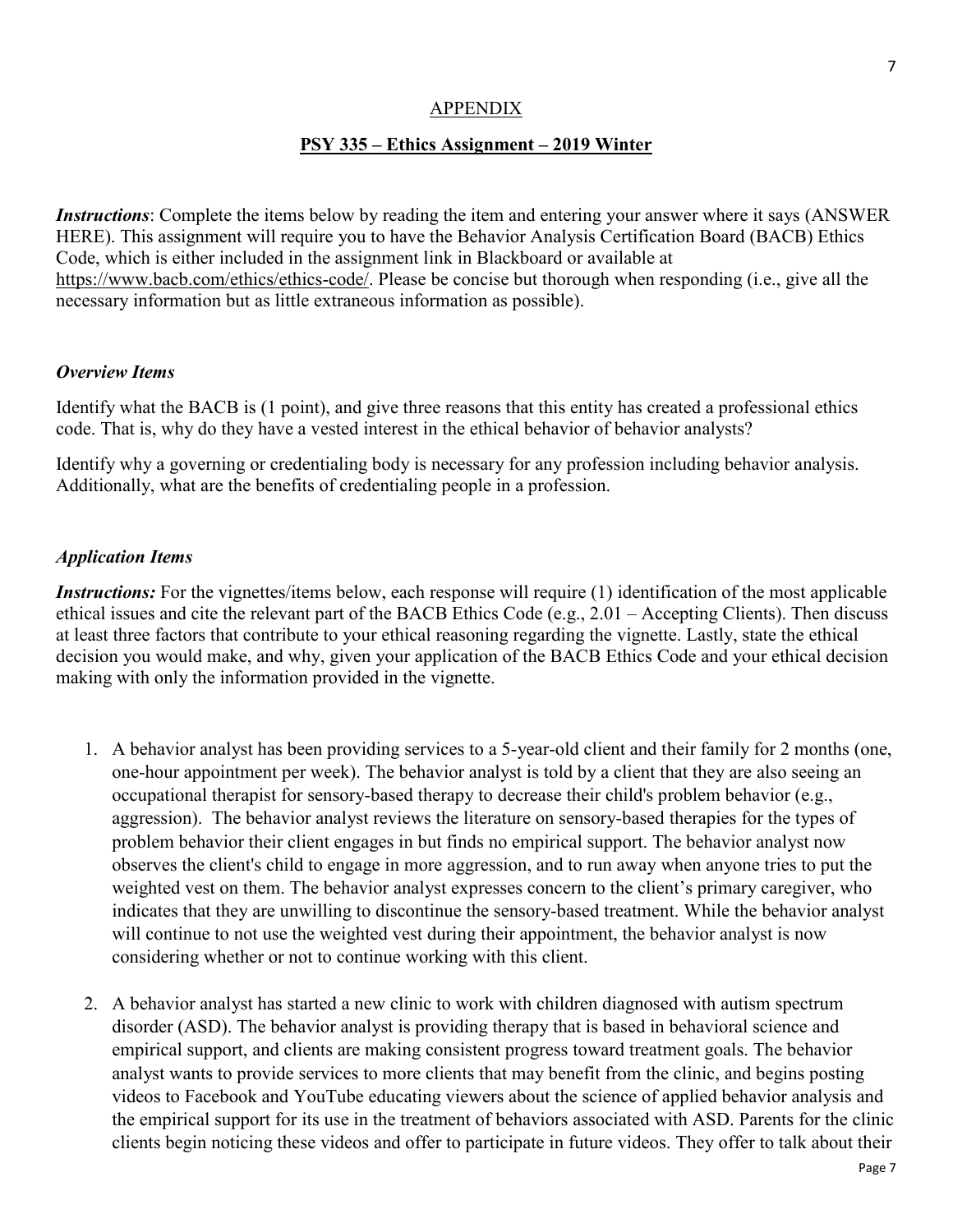## APPENDIX

## PSY 335 – Ethics Assignment – 2019 Winter

***Instructions***: Complete the items below by reading the item and entering your answer where it says (ANSWER HERE). This assignment will require you to have the Behavior Analysis Certification Board (BACB) Ethics Code, which is either included in the assignment link in Blackboard or available at https://www.bacb.com/ethics/ethics-code/. Please be concise but thorough when responding (i.e., give all the necessary information but as little extraneous information as possible).

### *Overview Items*

Identify what the BACB is (1 point), and give three reasons that this entity has created a professional ethics code. That is, why do they have a vested interest in the ethical behavior of behavior analysts?

Identify why a governing or credentialing body is necessary for any profession including behavior analysis. Additionally, what are the benefits of credentialing people in a profession.

### *Application Items*

***Instructions:*** For the vignettes/items below, each response will require (1) identification of the most applicable ethical issues and cite the relevant part of the BACB Ethics Code (e.g., 2.01 – Accepting Clients). Then discuss at least three factors that contribute to your ethical reasoning regarding the vignette. Lastly, state the ethical decision you would make, and why, given your application of the BACB Ethics Code and your ethical decision making with only the information provided in the vignette.

1. A behavior analyst has been providing services to a 5-year-old client and their family for 2 months (one, one-hour appointment per week). The behavior analyst is told by a client that they are also seeing an occupational therapist for sensory-based therapy to decrease their child's problem behavior (e.g., aggression). The behavior analyst reviews the literature on sensory-based therapies for the types of problem behavior their client engages in but finds no empirical support. The behavior analyst now observes the client's child to engage in more aggression, and to run away when anyone tries to put the weighted vest on them. The behavior analyst expresses concern to the client's primary caregiver, who indicates that they are unwilling to discontinue the sensory-based treatment. While the behavior analyst will continue to not use the weighted vest during their appointment, the behavior analyst is now considering whether or not to continue working with this client.

2. A behavior analyst has started a new clinic to work with children diagnosed with autism spectrum disorder (ASD). The behavior analyst is providing therapy that is based in behavioral science and empirical support, and clients are making consistent progress toward treatment goals. The behavior analyst wants to provide services to more clients that may benefit from the clinic, and begins posting videos to Facebook and YouTube educating viewers about the science of applied behavior analysis and the empirical support for its use in the treatment of behaviors associated with ASD. Parents for the clinic clients begin noticing these videos and offer to participate in future videos. They offer to talk about their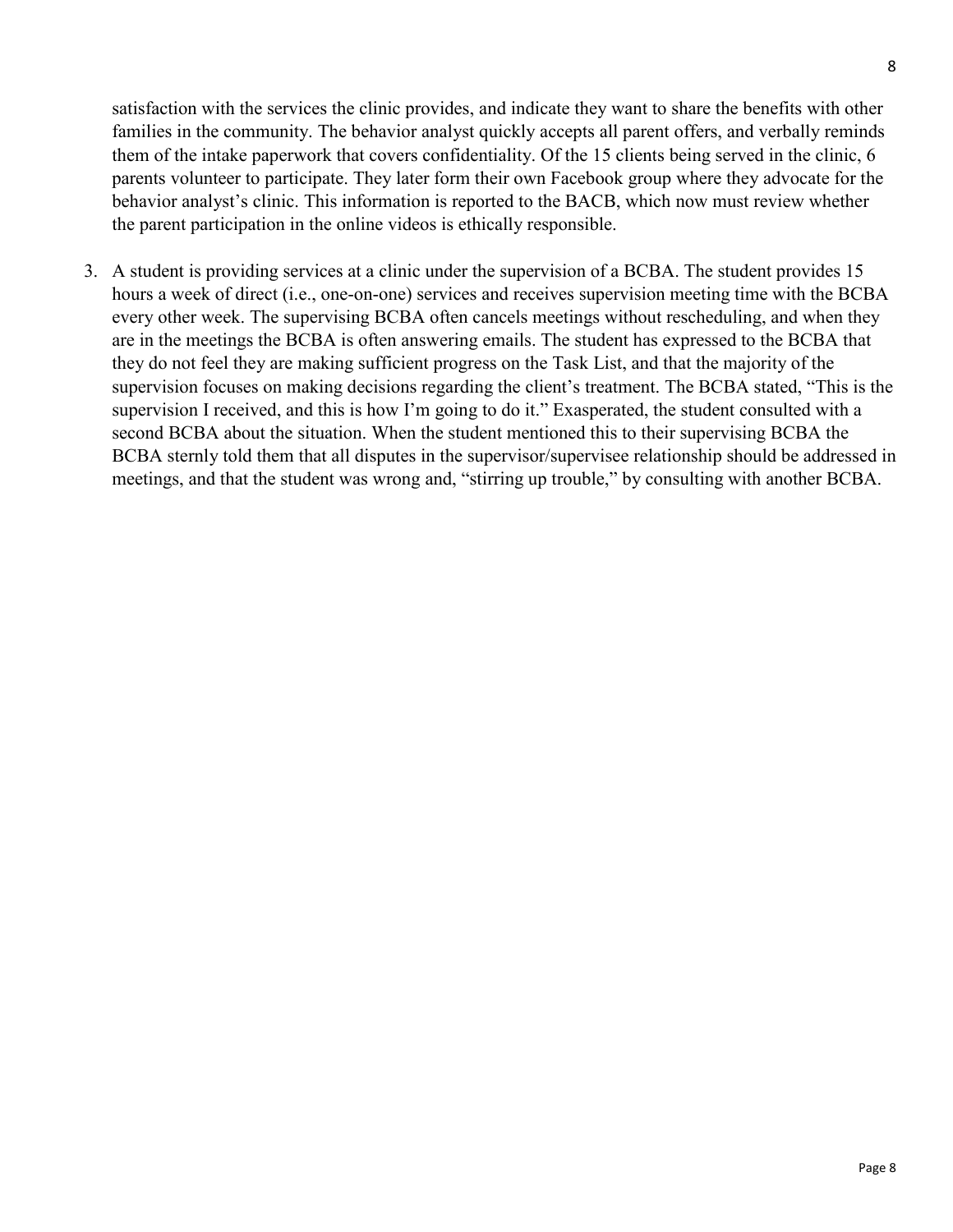satisfaction with the services the clinic provides, and indicate they want to share the benefits with other families in the community. The behavior analyst quickly accepts all parent offers, and verbally reminds them of the intake paperwork that covers confidentiality. Of the 15 clients being served in the clinic, 6 parents volunteer to participate. They later form their own Facebook group where they advocate for the behavior analyst's clinic. This information is reported to the BACB, which now must review whether the parent participation in the online videos is ethically responsible.

3. A student is providing services at a clinic under the supervision of a BCBA. The student provides 15 hours a week of direct (i.e., one-on-one) services and receives supervision meeting time with the BCBA every other week. The supervising BCBA often cancels meetings without rescheduling, and when they are in the meetings the BCBA is often answering emails. The student has expressed to the BCBA that they do not feel they are making sufficient progress on the Task List, and that the majority of the supervision focuses on making decisions regarding the client's treatment. The BCBA stated, "This is the supervision I received, and this is how I'm going to do it." Exasperated, the student consulted with a second BCBA about the situation. When the student mentioned this to their supervising BCBA the BCBA sternly told them that all disputes in the supervisor/supervisee relationship should be addressed in meetings, and that the student was wrong and, "stirring up trouble," by consulting with another BCBA.